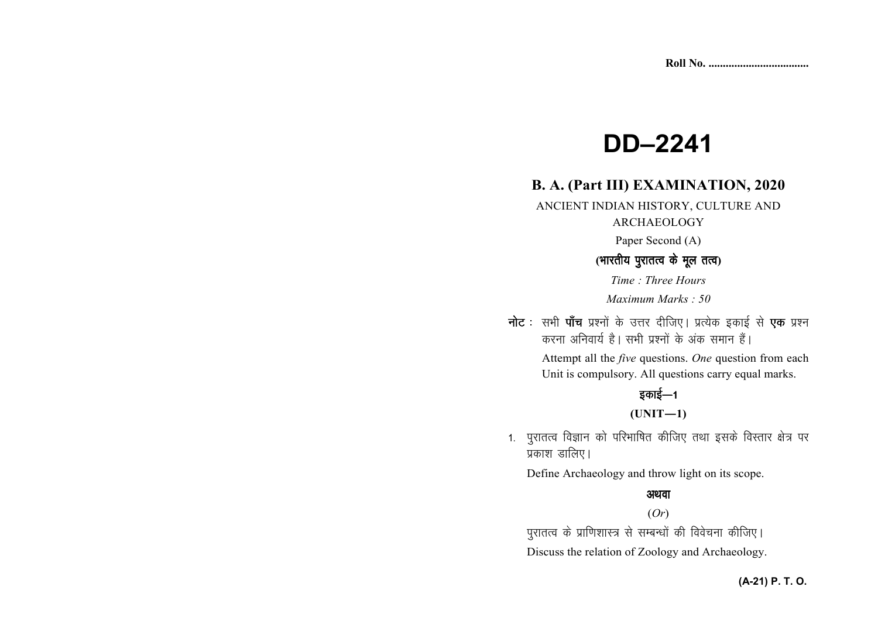Roll No. ..................................

# DD–2241

## B. A. (Part III) EXAMINATION, 2020

ANCIENT INDIAN HISTORY, CULTURE AND ARCHAEOLOGY

Paper Second (A)

**(भारतीय पुरातत्व के मूल तत्व)**

*Time : Three Hours*

*Maximum Marks : 50*

**नोट :** सभी **पाँच** प्रश्नों के उत्तर दीजिए। प्रत्येक इकाई से **एक** प्रश्न करना अनिवार्य है। सभी प्रश्नों के अंक समान हैं।

Attempt all the *five* questions. *One* question from each Unit is compulsory. All questions carry equal marks.

**इकाई—1**

**(UNIT—1)**

1. पुरातत्व विज्ञान को परिभाषित कीजिए तथा इसके विस्तार क्षेत्र पर प्रकाश डालिए।

   Define Archaeology and throw light on its scope.

   **अथवा**

   (*Or*)

   पुरातत्व के प्राणिशास्त्र से सम्बन्धों की विवेचना कीजिए।

   Discuss the relation of Zoology and Archaeology.

**(A-21) P. T. O.**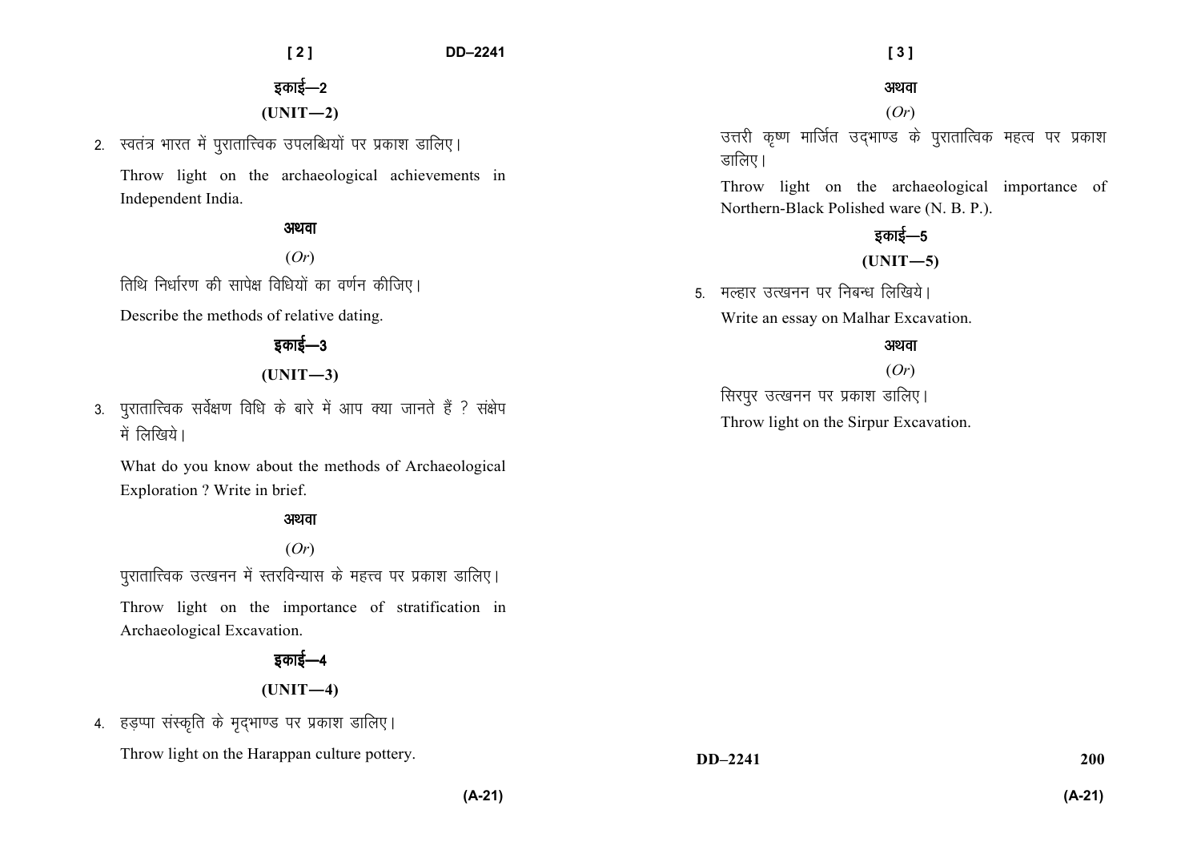## इकाई—2

## (UNIT—2)

2. स्वतंत्र भारत में पुरातात्त्विक उपलब्धियों पर प्रकाश डालिए।

   Throw light on the archaeological achievements in Independent India.

   **अथवा**

   (*Or*)

   तिथि निर्धारण की सापेक्ष विधियों का वर्णन कीजिए।

   Describe the methods of relative dating.

## इकाई—3

## (UNIT—3)

3. पुरातात्त्विक सर्वेक्षण विधि के बारे में आप क्या जानते हैं ? संक्षेप में लिखिये।

   What do you know about the methods of Archaeological Exploration ? Write in brief.

   **अथवा**

   (*Or*)

   पुरातात्त्विक उत्खनन में स्तरविन्यास के महत्त्व पर प्रकाश डालिए।

   Throw light on the importance of stratification in Archaeological Excavation.

## इकाई—4

## (UNIT—4)

4. हड़प्पा संस्कृति के मृद्‌भाण्ड पर प्रकाश डालिए।

   Throw light on the Harappan culture pottery.

   **अथवा**

   (*Or*)

   उत्तरी कृष्ण मार्जित उद्‌भाण्ड के पुरातात्विक महत्व पर प्रकाश डालिए।

   Throw light on the archaeological importance of Northern-Black Polished ware (N. B. P.).

## इकाई—5

## (UNIT—5)

5. मल्हार उत्खनन पर निबन्ध लिखिये।

   Write an essay on Malhar Excavation.

   **अथवा**

   (*Or*)

   सिरपुर उत्खनन पर प्रकाश डालिए।

   Throw light on the Sirpur Excavation.